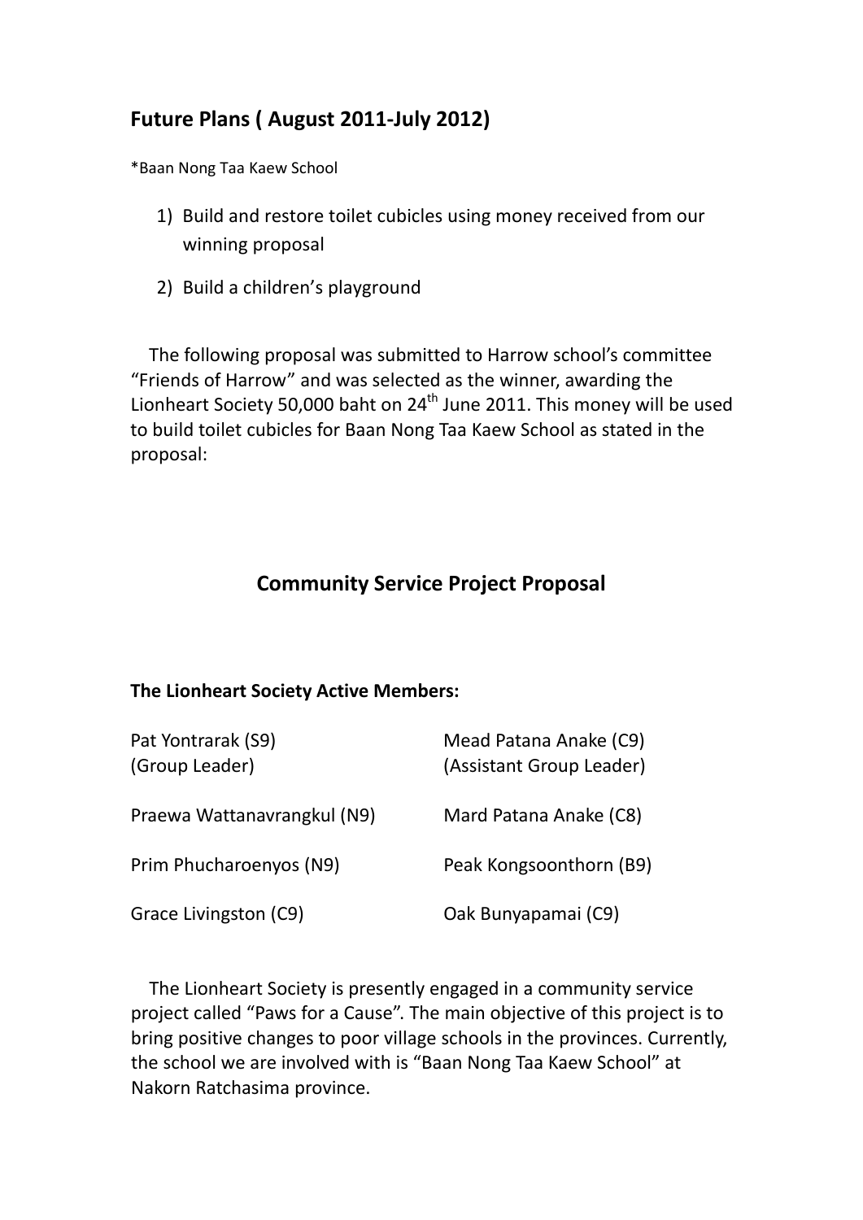## Future Plans ( August 2011-July 2012)

*Baan Nong Taa Kaew School

1) Build and restore toilet cubicles using money received from our winning proposal
2) Build a children's playground

The following proposal was submitted to Harrow school's committee "Friends of Harrow" and was selected as the winner, awarding the Lionheart Society 50,000 baht on 24th June 2011. This money will be used to build toilet cubicles for Baan Nong Taa Kaew School as stated in the proposal:

## Community Service Project Proposal

**The Lionheart Society Active Members:**

Pat Yontrarak (S9)
(Group Leader)

Mead Patana Anake (C9)
(Assistant Group Leader)

Praewa Wattanavrangkul (N9)

Mard Patana Anake (C8)

Prim Phucharoenyos (N9)

Peak Kongsoonthorn (B9)

Grace Livingston (C9)

Oak Bunyapamai (C9)

The Lionheart Society is presently engaged in a community service project called "Paws for a Cause". The main objective of this project is to bring positive changes to poor village schools in the provinces. Currently, the school we are involved with is "Baan Nong Taa Kaew School" at Nakorn Ratchasima province.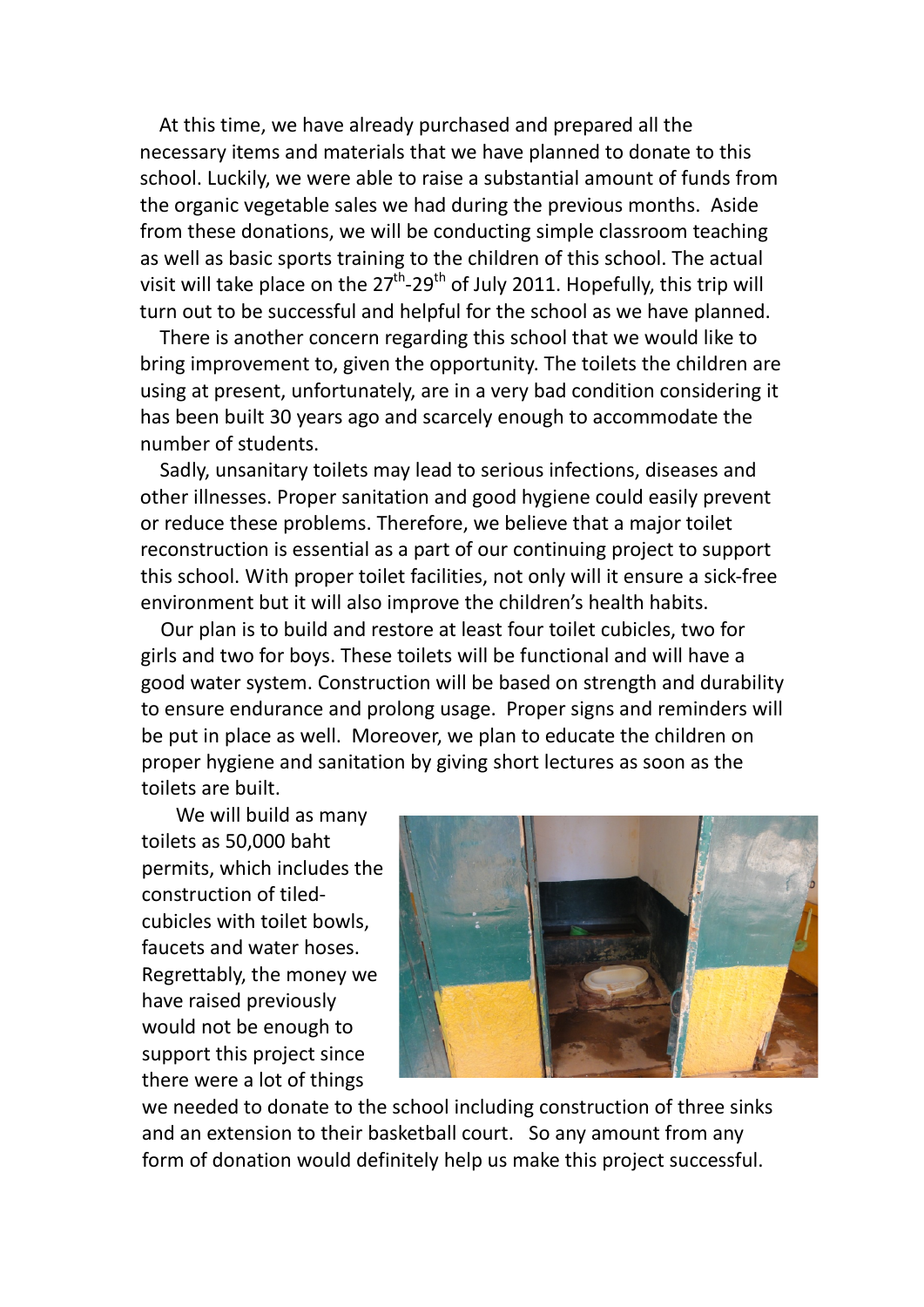At this time, we have already purchased and prepared all the necessary items and materials that we have planned to donate to this school. Luckily, we were able to raise a substantial amount of funds from the organic vegetable sales we had during the previous months. Aside from these donations, we will be conducting simple classroom teaching as well as basic sports training to the children of this school. The actual visit will take place on the 27th-29th of July 2011. Hopefully, this trip will turn out to be successful and helpful for the school as we have planned.

There is another concern regarding this school that we would like to bring improvement to, given the opportunity. The toilets the children are using at present, unfortunately, are in a very bad condition considering it has been built 30 years ago and scarcely enough to accommodate the number of students.

Sadly, unsanitary toilets may lead to serious infections, diseases and other illnesses. Proper sanitation and good hygiene could easily prevent or reduce these problems. Therefore, we believe that a major toilet reconstruction is essential as a part of our continuing project to support this school. With proper toilet facilities, not only will it ensure a sick-free environment but it will also improve the children's health habits.

Our plan is to build and restore at least four toilet cubicles, two for girls and two for boys. These toilets will be functional and will have a good water system. Construction will be based on strength and durability to ensure endurance and prolong usage. Proper signs and reminders will be put in place as well. Moreover, we plan to educate the children on proper hygiene and sanitation by giving short lectures as soon as the toilets are built.

We will build as many toilets as 50,000 baht permits, which includes the construction of tiled-cubicles with toilet bowls, faucets and water hoses. Regrettably, the money we have raised previously would not be enough to support this project since there were a lot of things we needed to donate to the school including construction of three sinks and an extension to their basketball court. So any amount from any form of donation would definitely help us make this project successful.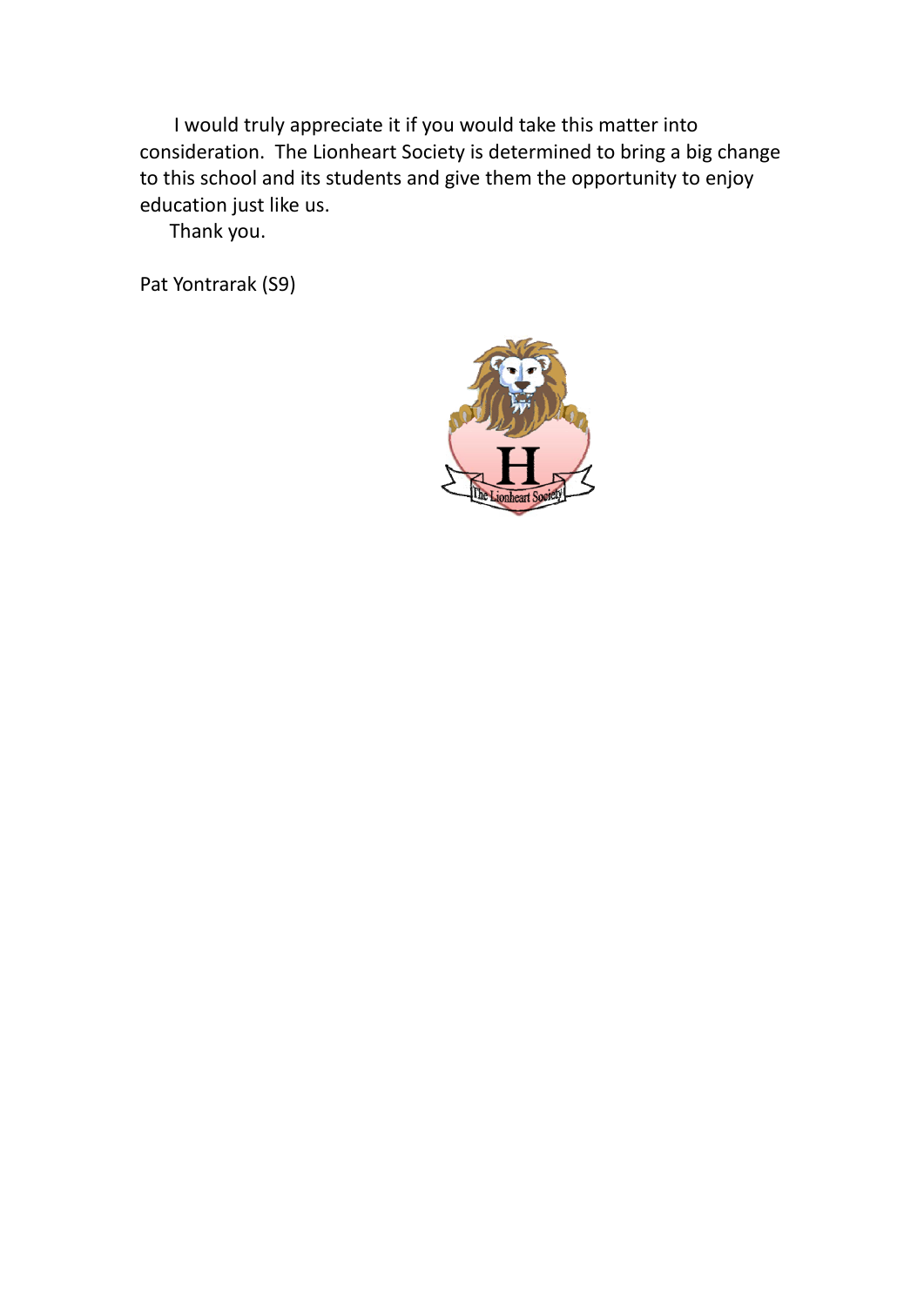I would truly appreciate it if you would take this matter into consideration. The Lionheart Society is determined to bring a big change to this school and its students and give them the opportunity to enjoy education just like us.

Thank you.

Pat Yontrarak (S9)